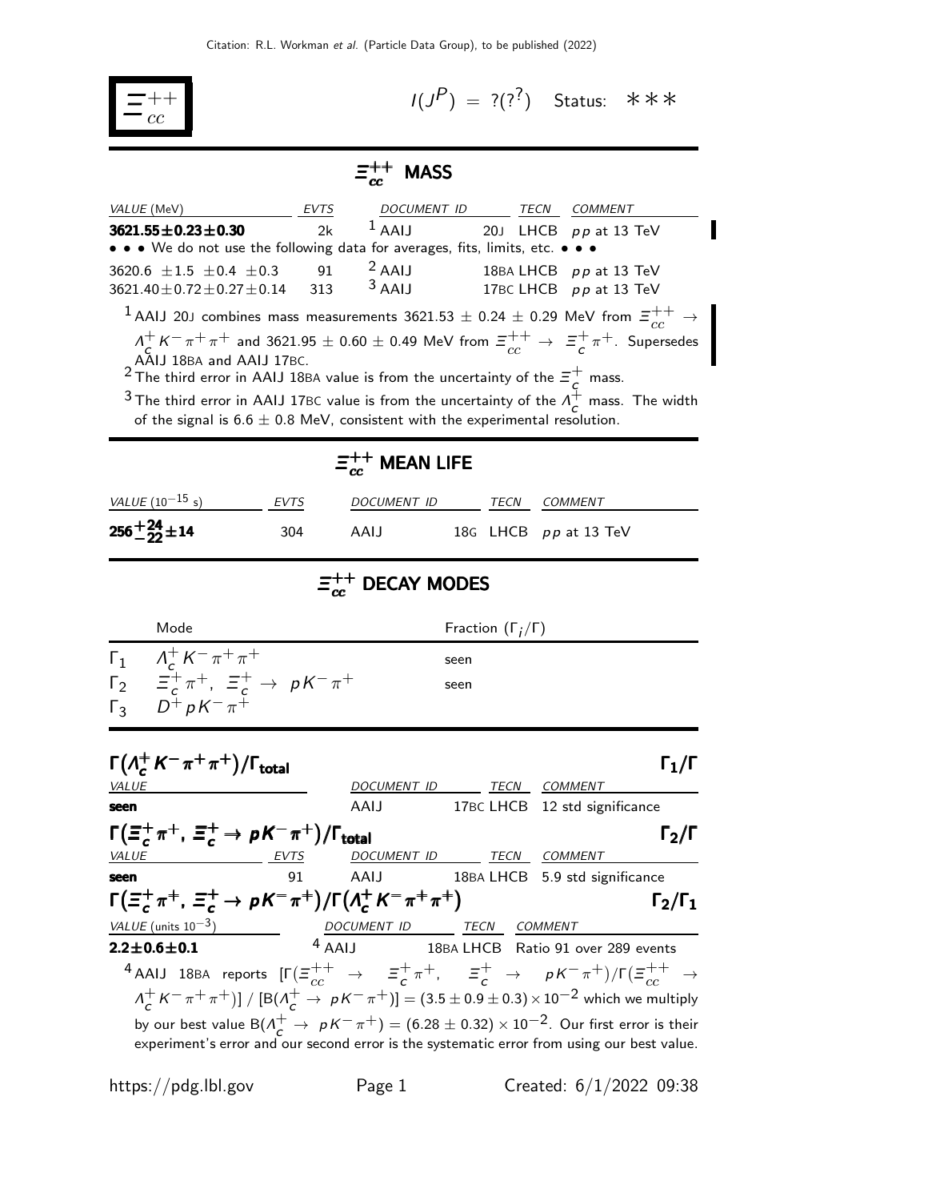# $\Xi_{cc}^{++}$

$I(J^P) = ?(?^?)$ Status: ∗∗∗

## $\Xi_{cc}^{++}$ MASS

| VALUE (MeV) | EVTS | DOCUMENT ID | TECN | COMMENT |
|---|---|---|---|---|
| **3621.55±0.23±0.30** | 2k | [1] AAIJ 20J | LHCB | $pp$ at 13 TeV |
| • • • We do not use the following data for averages, fits, limits, etc. • • • | | | | |
| 3620.6 ±1.5 ±0.4 ±0.3 | 91 | [2] AAIJ 18BA | LHCB | $pp$ at 13 TeV |
| 3621.40±0.72±0.27±0.14 | 313 | [3] AAIJ 17BC | LHCB | $pp$ at 13 TeV |

[1] AAIJ 20J combines mass measurements 3621.53 ± 0.24 ± 0.29 MeV from $\Xi_{cc}^{++} \to \Lambda_c^+ K^- \pi^+ \pi^+$ and 3621.95 ± 0.60 ± 0.49 MeV from $\Xi_{cc}^{++} \to \Xi_c^+ \pi^+$. Supersedes AAIJ 18BA and AAIJ 17BC.

[2] The third error in AAIJ 18BA value is from the uncertainty of the $\Xi_c^+$ mass.

[3] The third error in AAIJ 17BC value is from the uncertainty of the $\Lambda_c^+$ mass. The width of the signal is 6.6 ± 0.8 MeV, consistent with the experimental resolution.

## $\Xi_{cc}^{++}$ MEAN LIFE

| VALUE ($10^{-15}$ s) | EVTS | DOCUMENT ID | TECN | COMMENT |
|---|---|---|---|---|
| $\mathbf{256^{+24}_{-22}\pm14}$ | 304 | AAIJ 18G | LHCB | $pp$ at 13 TeV |

## $\Xi_{cc}^{++}$ DECAY MODES

| | Mode | Fraction ($\Gamma_i/\Gamma$) |
|---|---|---|
| $\Gamma_1$ | $\Lambda_c^+ K^- \pi^+ \pi^+$ | seen |
| $\Gamma_2$ | $\Xi_c^+ \pi^+$, $\Xi_c^+ \to pK^- \pi^+$ | seen |
| $\Gamma_3$ | $D^+ pK^- \pi^+$ | |

### $\Gamma(\Lambda_c^+ K^- \pi^+ \pi^+)/\Gamma_{\text{total}}$ — $\Gamma_1/\Gamma$

| VALUE | DOCUMENT ID | TECN | COMMENT |
|---|---|---|---|
| **seen** | AAIJ 17BC | LHCB | 12 std significance |

### $\Gamma(\Xi_c^+ \pi^+, \Xi_c^+ \to pK^- \pi^+)/\Gamma_{\text{total}}$ — $\Gamma_2/\Gamma$

| VALUE | EVTS | DOCUMENT ID | TECN | COMMENT |
|---|---|---|---|---|
| **seen** | 91 | AAIJ 18BA | LHCB | 5.9 std significance |

### $\Gamma(\Xi_c^+ \pi^+, \Xi_c^+ \to pK^- \pi^+)/\Gamma(\Lambda_c^+ K^- \pi^+ \pi^+)$ — $\Gamma_2/\Gamma_1$

| VALUE (units $10^{-3}$) | DOCUMENT ID | TECN | COMMENT |
|---|---|---|---|
| **2.2±0.6±0.1** | [4] AAIJ 18BA | LHCB | Ratio 91 over 289 events |

[4] AAIJ 18BA reports $[\Gamma(\Xi_{cc}^{++} \to \Xi_c^+ \pi^+, \Xi_c^+ \to pK^- \pi^+)/\Gamma(\Xi_{cc}^{++} \to \Lambda_c^+ K^- \pi^+ \pi^+)] / [B(\Lambda_c^+ \to pK^- \pi^+)] = (3.5 \pm 0.9 \pm 0.3) \times 10^{-2}$ which we multiply by our best value $B(\Lambda_c^+ \to pK^- \pi^+) = (6.28 \pm 0.32) \times 10^{-2}$. Our first error is their experiment's error and our second error is the systematic error from using our best value.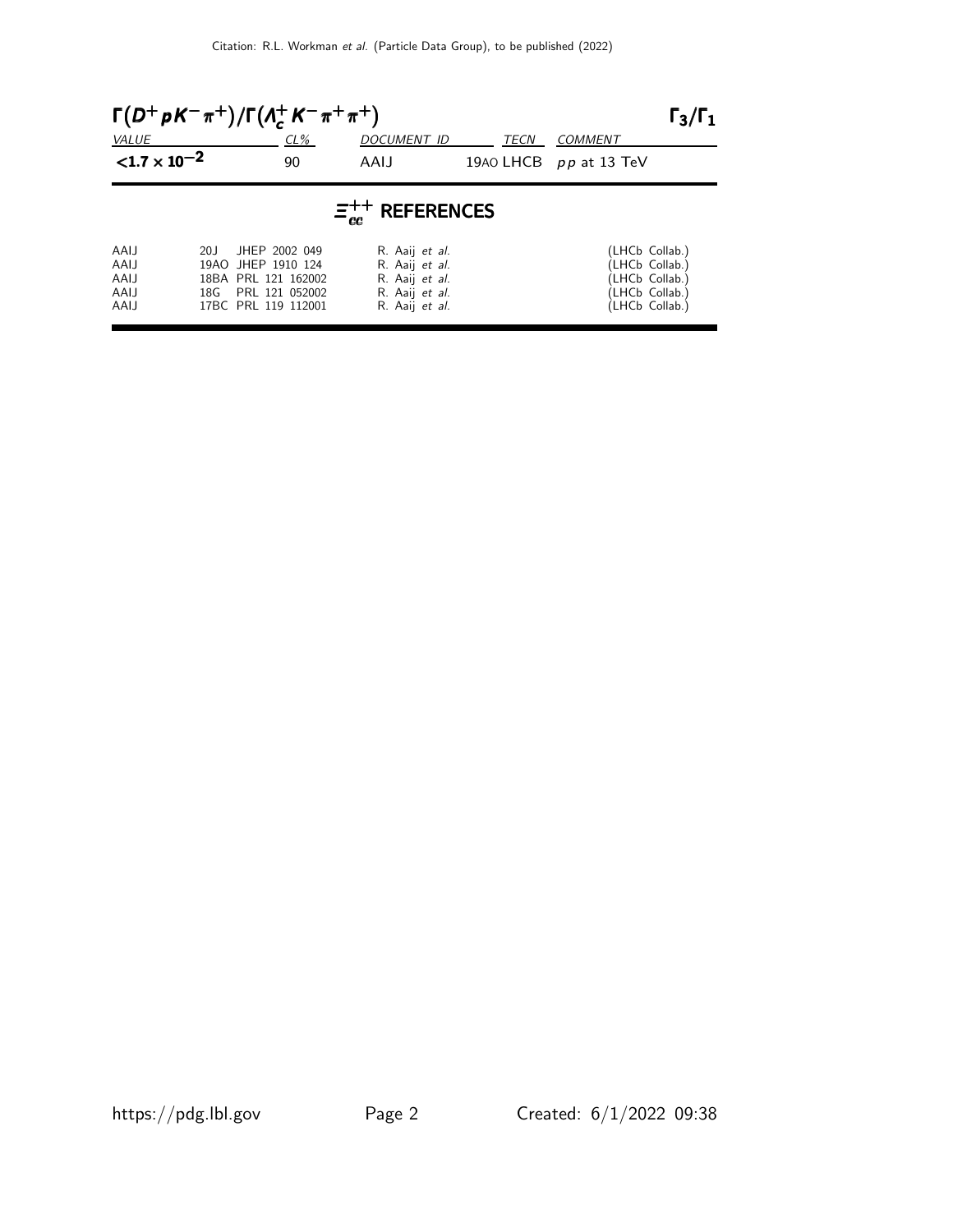### $\Gamma(D^+ p K^- \pi^+)/\Gamma(\Lambda_c^+ K^- \pi^+ \pi^+)$ $\Gamma_3/\Gamma_1$

| *VALUE* | *CL%* | *DOCUMENT ID* | *TECN* | *COMMENT* |
|---|---|---|---|---|
| $<1.7 \times 10^{-2}$ | 90 | AAIJ | 19AO LHCB | $pp$ at 13 TeV |

## $\Xi_{cc}^{++}$ REFERENCES

| | | | |
|---|---|---|---|
| AAIJ | 20J JHEP 2002 049 | R. Aaij *et al.* | (LHCb Collab.) |
| AAIJ | 19AO JHEP 1910 124 | R. Aaij *et al.* | (LHCb Collab.) |
| AAIJ | 18BA PRL 121 162002 | R. Aaij *et al.* | (LHCb Collab.) |
| AAIJ | 18G PRL 121 052002 | R. Aaij *et al.* | (LHCb Collab.) |
| AAIJ | 17BC PRL 119 112001 | R. Aaij *et al.* | (LHCb Collab.) |